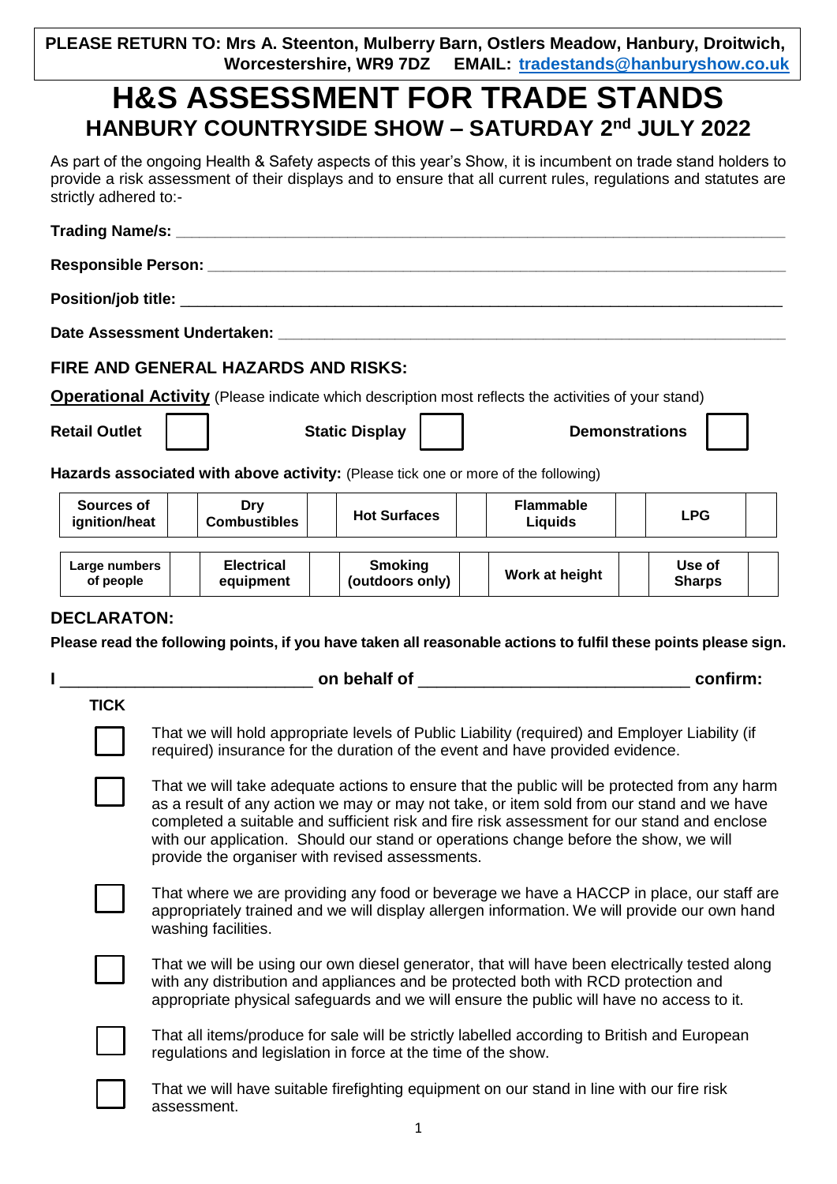**PLEASE RETURN TO: Mrs A. Steenton, Mulberry Barn, Ostlers Meadow, Hanbury, Droitwich, Worcestershire, WR9 7DZ EMAIL: tradestands@hanburyshow.co.uk**

# H&S ASSESSMENT FOR TRADE STANDS

## HANBURY COUNTRYSIDE SHOW – SATURDAY 2nd JULY 2022

As part of the ongoing Health & Safety aspects of this year's Show, it is incumbent on trade stand holders to provide a risk assessment of their displays and to ensure that all current rules, regulations and statutes are strictly adhered to:-

**Trading Name/s:** ___________________________________________

**Responsible Person:** ___________________________________________

**Position/job title:** ___________________________________________

**Date Assessment Undertaken:** ___________________________________________

### FIRE AND GENERAL HAZARDS AND RISKS:

**Operational Activity** (Please indicate which description most reflects the activities of your stand)

**Retail Outlet** ☐ **Static Display** ☐ **Demonstrations** ☐

**Hazards associated with above activity:** (Please tick one or more of the following)

| Sources of ignition/heat | | Dry Combustibles | | Hot Surfaces | | Flammable Liquids | | LPG | |
|---|---|---|---|---|---|---|---|---|---|
| **Large numbers of people** | | **Electrical equipment** | | **Smoking (outdoors only)** | | **Work at height** | | **Use of Sharps** | |

### DECLARATON:

**Please read the following points, if you have taken all reasonable actions to fulfil these points please sign.**

**I** ______________________ **on behalf of** ______________________ **confirm:**

**TICK**

☐ That we will hold appropriate levels of Public Liability (required) and Employer Liability (if required) insurance for the duration of the event and have provided evidence.

☐ That we will take adequate actions to ensure that the public will be protected from any harm as a result of any action we may or may not take, or item sold from our stand and we have completed a suitable and sufficient risk and fire risk assessment for our stand and enclose with our application. Should our stand or operations change before the show, we will provide the organiser with revised assessments.

☐ That where we are providing any food or beverage we have a HACCP in place, our staff are appropriately trained and we will display allergen information. We will provide our own hand washing facilities.

☐ That we will be using our own diesel generator, that will have been electrically tested along with any distribution and appliances and be protected both with RCD protection and appropriate physical safeguards and we will ensure the public will have no access to it.

☐ That all items/produce for sale will be strictly labelled according to British and European regulations and legislation in force at the time of the show.

☐ That we will have suitable firefighting equipment on our stand in line with our fire risk assessment.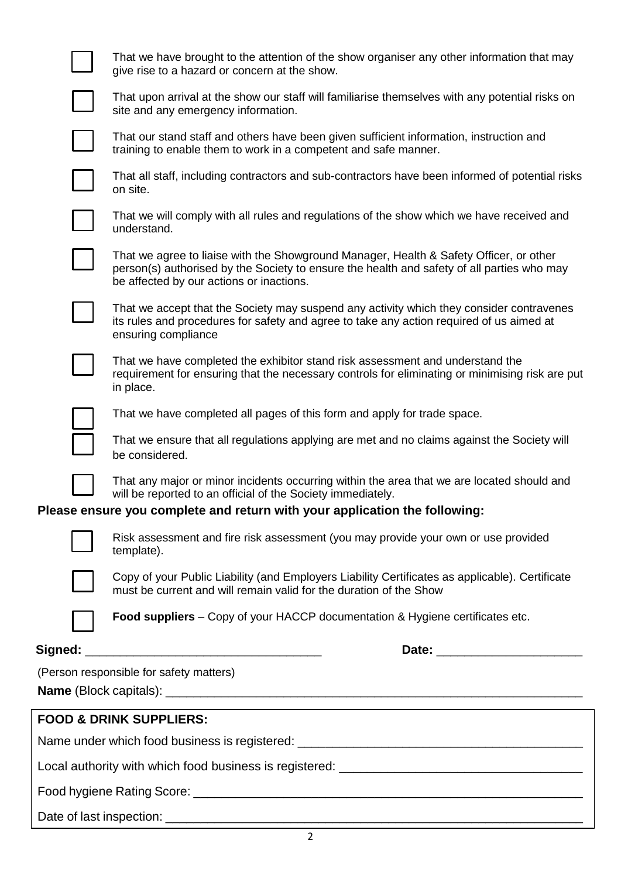- [ ] That we have brought to the attention of the show organiser any other information that may give rise to a hazard or concern at the show.
- [ ] That upon arrival at the show our staff will familiarise themselves with any potential risks on site and any emergency information.
- [ ] That our stand staff and others have been given sufficient information, instruction and training to enable them to work in a competent and safe manner.
- [ ] That all staff, including contractors and sub-contractors have been informed of potential risks on site.
- [ ] That we will comply with all rules and regulations of the show which we have received and understand.
- [ ] That we agree to liaise with the Showground Manager, Health & Safety Officer, or other person(s) authorised by the Society to ensure the health and safety of all parties who may be affected by our actions or inactions.
- [ ] That we accept that the Society may suspend any activity which they consider contravenes its rules and procedures for safety and agree to take any action required of us aimed at ensuring compliance
- [ ] That we have completed the exhibitor stand risk assessment and understand the requirement for ensuring that the necessary controls for eliminating or minimising risk are put in place.
- [ ] That we have completed all pages of this form and apply for trade space.
- [ ] That we ensure that all regulations applying are met and no claims against the Society will be considered.
- [ ] That any major or minor incidents occurring within the area that we are located should and will be reported to an official of the Society immediately.

**Please ensure you complete and return with your application the following:**

- [ ] Risk assessment and fire risk assessment (you may provide your own or use provided template).
- [ ] Copy of your Public Liability (and Employers Liability Certificates as applicable). Certificate must be current and will remain valid for the duration of the Show
- [ ] **Food suppliers** – Copy of your HACCP documentation & Hygiene certificates etc.

**Signed:** ___________________________________ **Date:** _____________________

(Person responsible for safety matters)

**Name** (Block capitals): ___________________________________________________________

**FOOD & DRINK SUPPLIERS:**

Name under which food business is registered: ___________________________________________

Local authority with which food business is registered: ____________________________________

Food hygiene Rating Score: __________________________________________________________

Date of last inspection: ______________________________________________________________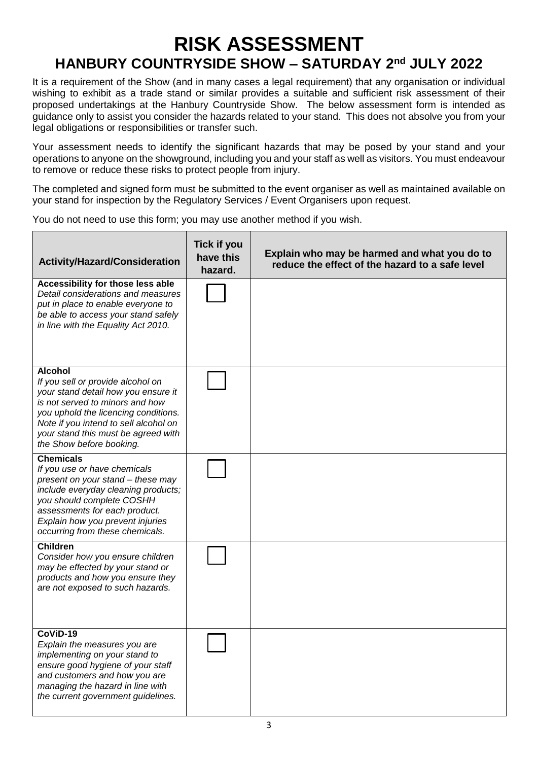# RISK ASSESSMENT

## HANBURY COUNTRYSIDE SHOW – SATURDAY 2nd JULY 2022

It is a requirement of the Show (and in many cases a legal requirement) that any organisation or individual wishing to exhibit as a trade stand or similar provides a suitable and sufficient risk assessment of their proposed undertakings at the Hanbury Countryside Show. The below assessment form is intended as guidance only to assist you consider the hazards related to your stand. This does not absolve you from your legal obligations or responsibilities or transfer such.

Your assessment needs to identify the significant hazards that may be posed by your stand and your operations to anyone on the showground, including you and your staff as well as visitors. You must endeavour to remove or reduce these risks to protect people from injury.

The completed and signed form must be submitted to the event organiser as well as maintained available on your stand for inspection by the Regulatory Services / Event Organisers upon request.

You do not need to use this form; you may use another method if you wish.

| Activity/Hazard/Consideration | Tick if you have this hazard. | Explain who may be harmed and what you do to reduce the effect of the hazard to a safe level |
|---|---|---|
| **Accessibility for those less able** *Detail considerations and measures put in place to enable everyone to be able to access your stand safely in line with the Equality Act 2010.* | ☐ | |
| **Alcohol** *If you sell or provide alcohol on your stand detail how you ensure it is not served to minors and how you uphold the licencing conditions. Note if you intend to sell alcohol on your stand this must be agreed with the Show before booking.* | ☐ | |
| **Chemicals** *If you use or have chemicals present on your stand – these may include everyday cleaning products; you should complete COSHH assessments for each product. Explain how you prevent injuries occurring from these chemicals.* | ☐ | |
| **Children** *Consider how you ensure children may be effected by your stand or products and how you ensure they are not exposed to such hazards.* | ☐ | |
| **CoViD-19** *Explain the measures you are implementing on your stand to ensure good hygiene of your staff and customers and how you are managing the hazard in line with the current government guidelines.* | ☐ | |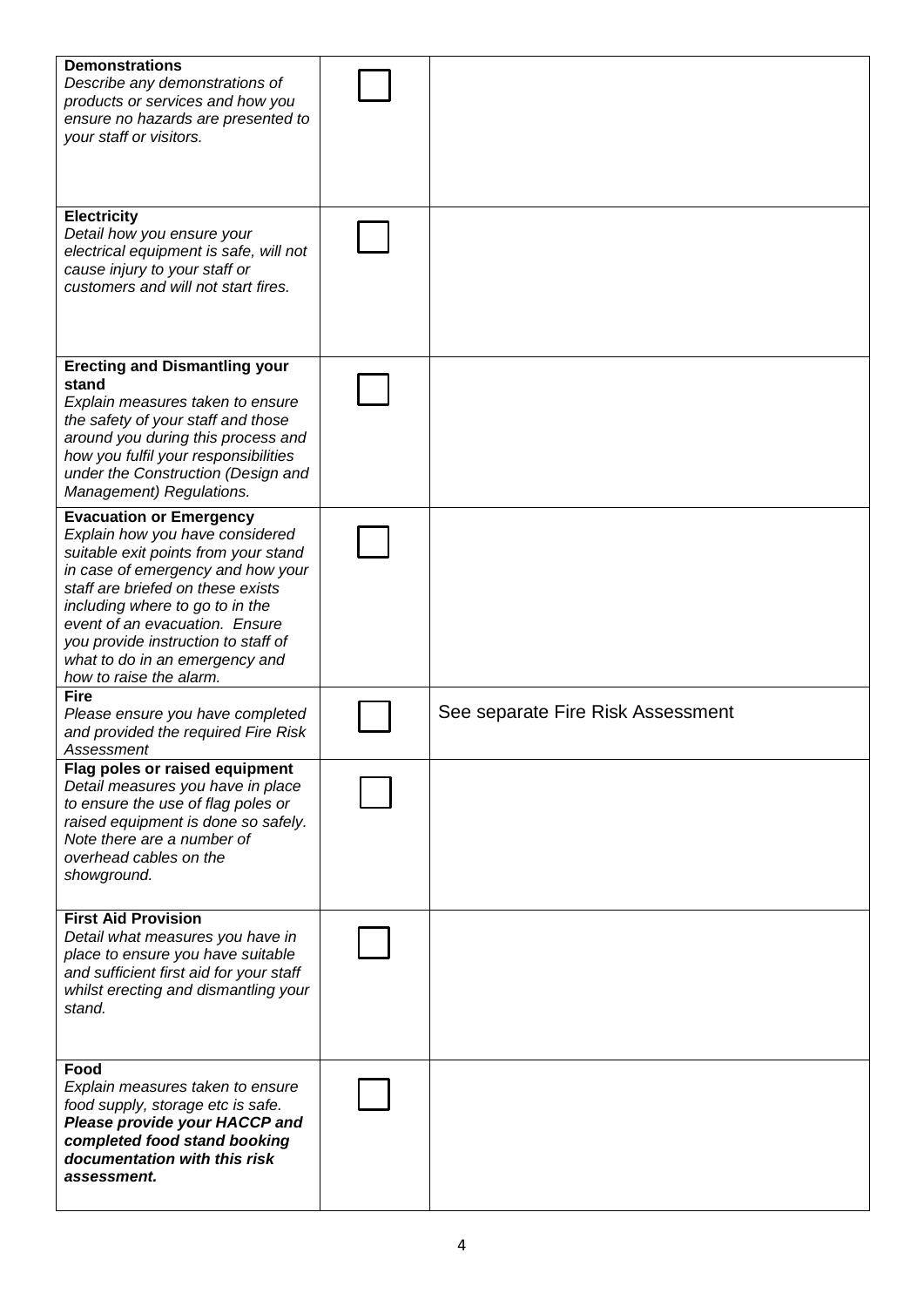| | | |
|---|---|---|
| **Demonstrations**<br>*Describe any demonstrations of products or services and how you ensure no hazards are presented to your staff or visitors.* | ☐ | |
| **Electricity**<br>*Detail how you ensure your electrical equipment is safe, will not cause injury to your staff or customers and will not start fires.* | ☐ | |
| **Erecting and Dismantling your stand**<br>*Explain measures taken to ensure the safety of your staff and those around you during this process and how you fulfil your responsibilities under the Construction (Design and Management) Regulations.* | ☐ | |
| **Evacuation or Emergency**<br>*Explain how you have considered suitable exit points from your stand in case of emergency and how your staff are briefed on these exists including where to go to in the event of an evacuation. Ensure you provide instruction to staff of what to do in an emergency and how to raise the alarm.* | ☐ | |
| **Fire**<br>*Please ensure you have completed and provided the required Fire Risk Assessment* | ☐ | See separate Fire Risk Assessment |
| **Flag poles or raised equipment**<br>*Detail measures you have in place to ensure the use of flag poles or raised equipment is done so safely. Note there are a number of overhead cables on the showground.* | ☐ | |
| **First Aid Provision**<br>*Detail what measures you have in place to ensure you have suitable and sufficient first aid for your staff whilst erecting and dismantling your stand.* | ☐ | |
| **Food**<br>*Explain measures taken to ensure food supply, storage etc is safe.* ***Please provide your HACCP and completed food stand booking documentation with this risk assessment.*** | ☐ | |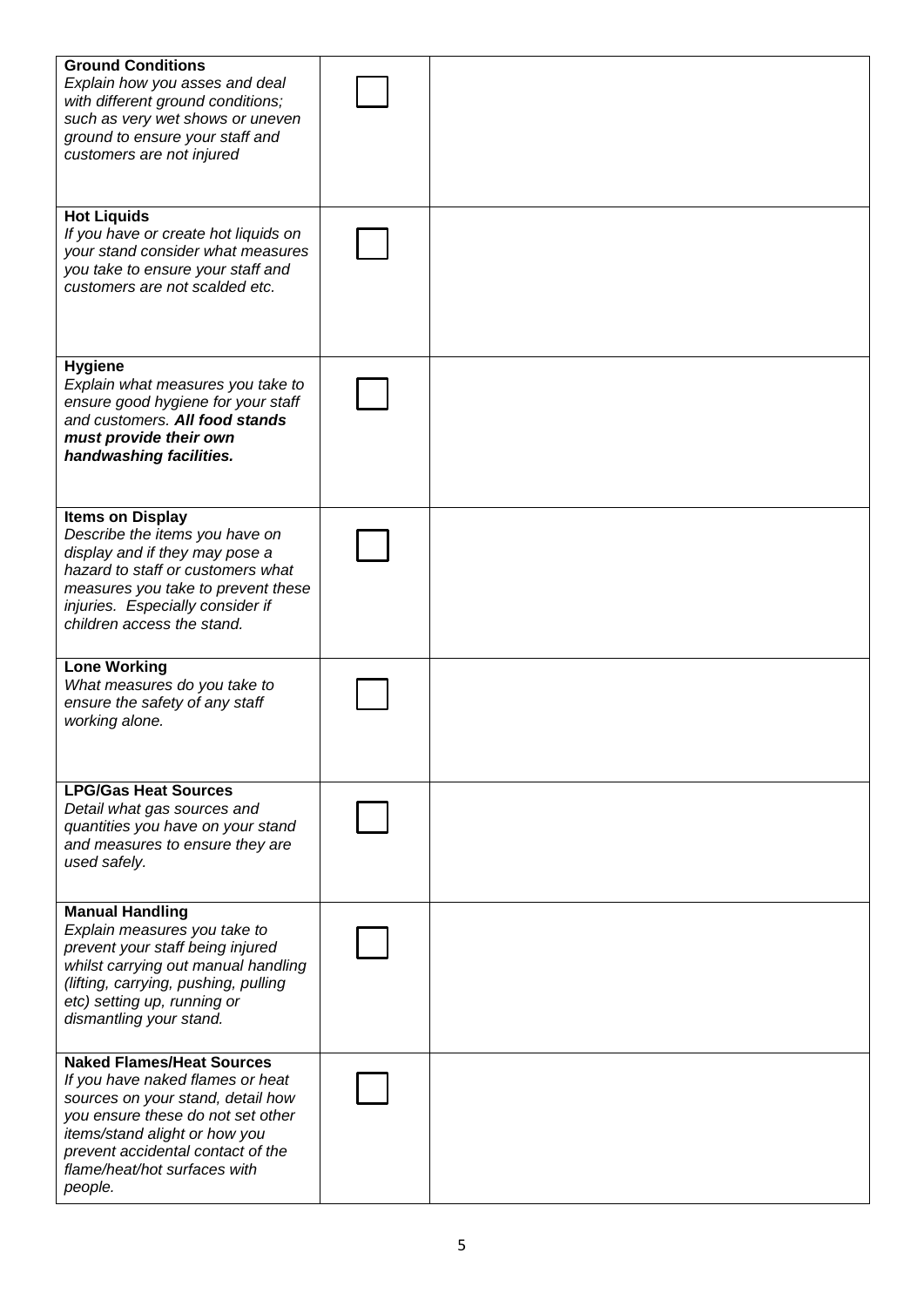| | | |
|---|---|---|
| **Ground Conditions**<br>*Explain how you asses and deal with different ground conditions; such as very wet shows or uneven ground to ensure your staff and customers are not injured* | ☐ | |
| **Hot Liquids**<br>*If you have or create hot liquids on your stand consider what measures you take to ensure your staff and customers are not scalded etc.* | ☐ | |
| **Hygiene**<br>*Explain what measures you take to ensure good hygiene for your staff and customers.* ***All food stands must provide their own handwashing facilities.*** | ☐ | |
| **Items on Display**<br>*Describe the items you have on display and if they may pose a hazard to staff or customers what measures you take to prevent these injuries. Especially consider if children access the stand.* | ☐ | |
| **Lone Working**<br>*What measures do you take to ensure the safety of any staff working alone.* | ☐ | |
| **LPG/Gas Heat Sources**<br>*Detail what gas sources and quantities you have on your stand and measures to ensure they are used safely.* | ☐ | |
| **Manual Handling**<br>*Explain measures you take to prevent your staff being injured whilst carrying out manual handling (lifting, carrying, pushing, pulling etc) setting up, running or dismantling your stand.* | ☐ | |
| **Naked Flames/Heat Sources**<br>*If you have naked flames or heat sources on your stand, detail how you ensure these do not set other items/stand alight or how you prevent accidental contact of the flame/heat/hot surfaces with people.* | ☐ | |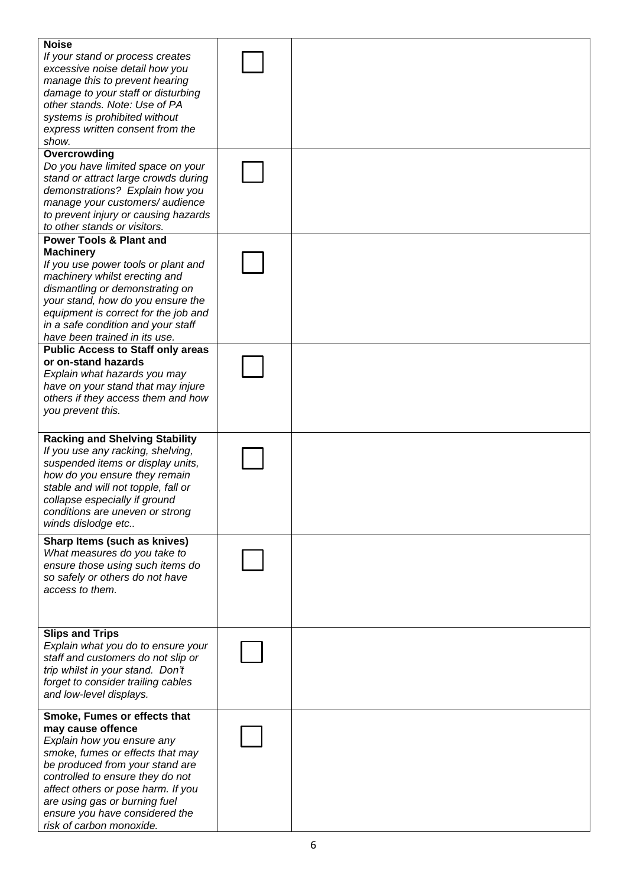| | | |
|---|---|---|
| **Noise**<br>*If your stand or process creates excessive noise detail how you manage this to prevent hearing damage to your staff or disturbing other stands. Note: Use of PA systems is prohibited without express written consent from the show.* | ☐ | |
| **Overcrowding**<br>*Do you have limited space on your stand or attract large crowds during demonstrations? Explain how you manage your customers/ audience to prevent injury or causing hazards to other stands or visitors.* | ☐ | |
| **Power Tools & Plant and Machinery**<br>*If you use power tools or plant and machinery whilst erecting and dismantling or demonstrating on your stand, how do you ensure the equipment is correct for the job and in a safe condition and your staff have been trained in its use.* | ☐ | |
| **Public Access to Staff only areas or on-stand hazards**<br>*Explain what hazards you may have on your stand that may injure others if they access them and how you prevent this.* | ☐ | |
| **Racking and Shelving Stability**<br>*If you use any racking, shelving, suspended items or display units, how do you ensure they remain stable and will not topple, fall or collapse especially if ground conditions are uneven or strong winds dislodge etc..* | ☐ | |
| **Sharp Items (such as knives)**<br>*What measures do you take to ensure those using such items do so safely or others do not have access to them.* | ☐ | |
| **Slips and Trips**<br>*Explain what you do to ensure your staff and customers do not slip or trip whilst in your stand. Don't forget to consider trailing cables and low-level displays.* | ☐ | |
| **Smoke, Fumes or effects that may cause offence**<br>*Explain how you ensure any smoke, fumes or effects that may be produced from your stand are controlled to ensure they do not affect others or pose harm. If you are using gas or burning fuel ensure you have considered the risk of carbon monoxide.* | ☐ | |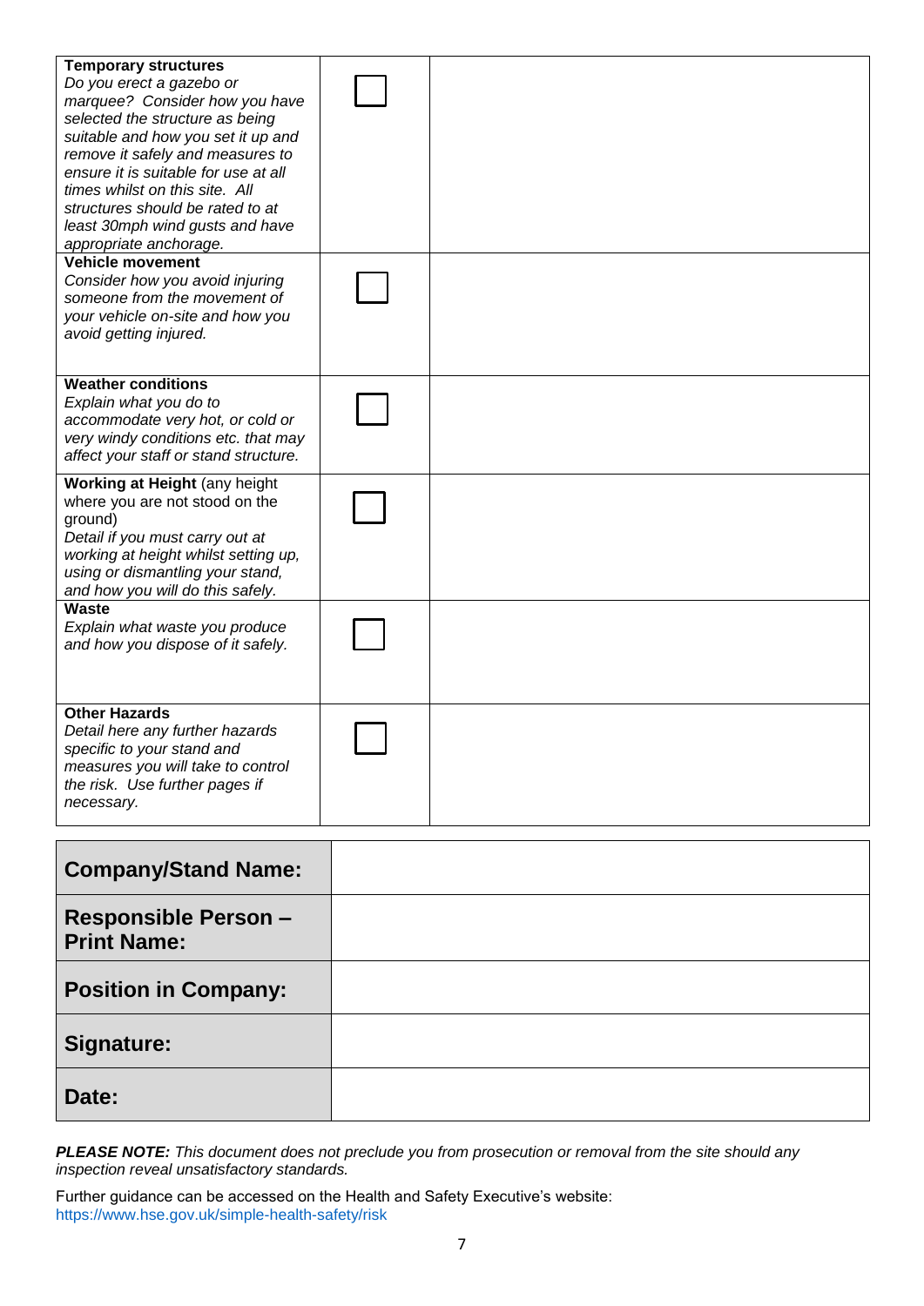| | | |
|---|---|---|
| **Temporary structures**<br>*Do you erect a gazebo or marquee? Consider how you have selected the structure as being suitable and how you set it up and remove it safely and measures to ensure it is suitable for use at all times whilst on this site. All structures should be rated to at least 30mph wind gusts and have appropriate anchorage.* | ☐ | |
| **Vehicle movement**<br>*Consider how you avoid injuring someone from the movement of your vehicle on-site and how you avoid getting injured.* | ☐ | |
| **Weather conditions**<br>*Explain what you do to accommodate very hot, or cold or very windy conditions etc. that may affect your staff or stand structure.* | ☐ | |
| **Working at Height** (any height where you are not stood on the ground)<br>*Detail if you must carry out at working at height whilst setting up, using or dismantling your stand, and how you will do this safely.* | ☐ | |
| **Waste**<br>*Explain what waste you produce and how you dispose of it safely.* | ☐ | |
| **Other Hazards**<br>*Detail here any further hazards specific to your stand and measures you will take to control the risk. Use further pages if necessary.* | ☐ | |

| | |
|---|---|
| **Company/Stand Name:** | |
| **Responsible Person – Print Name:** | |
| **Position in Company:** | |
| **Signature:** | |
| **Date:** | |

***PLEASE NOTE:*** *This document does not preclude you from prosecution or removal from the site should any inspection reveal unsatisfactory standards.*

Further guidance can be accessed on the Health and Safety Executive's website:
https://www.hse.gov.uk/simple-health-safety/risk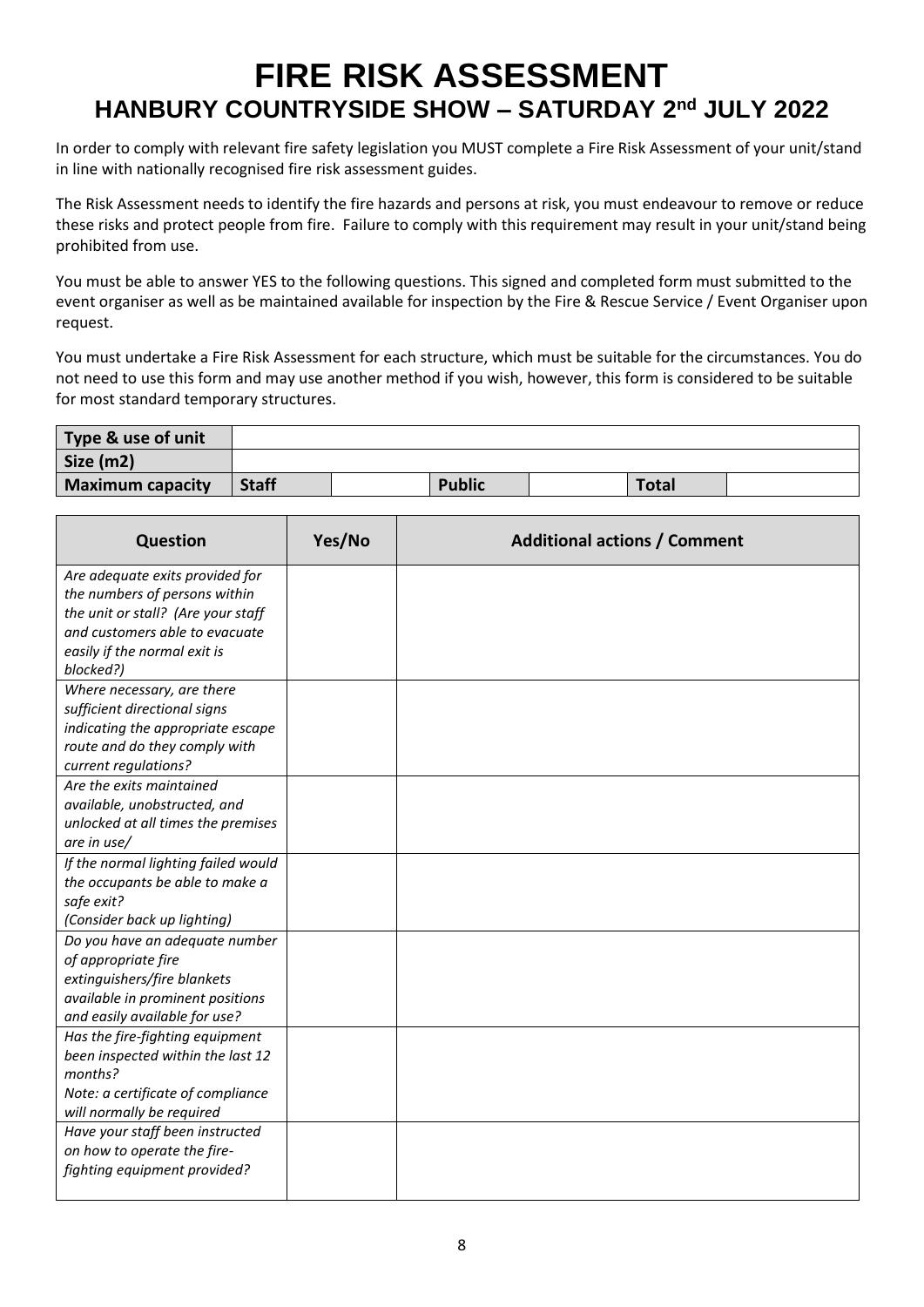# FIRE RISK ASSESSMENT

## HANBURY COUNTRYSIDE SHOW – SATURDAY 2nd JULY 2022

In order to comply with relevant fire safety legislation you MUST complete a Fire Risk Assessment of your unit/stand in line with nationally recognised fire risk assessment guides.

The Risk Assessment needs to identify the fire hazards and persons at risk, you must endeavour to remove or reduce these risks and protect people from fire. Failure to comply with this requirement may result in your unit/stand being prohibited from use.

You must be able to answer YES to the following questions. This signed and completed form must submitted to the event organiser as well as be maintained available for inspection by the Fire & Rescue Service / Event Organiser upon request.

You must undertake a Fire Risk Assessment for each structure, which must be suitable for the circumstances. You do not need to use this form and may use another method if you wish, however, this form is considered to be suitable for most standard temporary structures.

| **Type & use of unit** | | | | | | |
|---|---|---|---|---|---|---|
| **Size (m2)** | | | | | | |
| **Maximum capacity** | **Staff** | | **Public** | | **Total** | |

| Question | Yes/No | Additional actions / Comment |
|---|---|---|
| *Are adequate exits provided for the numbers of persons within the unit or stall? (Are your staff and customers able to evacuate easily if the normal exit is blocked?)* | | |
| *Where necessary, are there sufficient directional signs indicating the appropriate escape route and do they comply with current regulations?* | | |
| *Are the exits maintained available, unobstructed, and unlocked at all times the premises are in use/* | | |
| *If the normal lighting failed would the occupants be able to make a safe exit? (Consider back up lighting)* | | |
| *Do you have an adequate number of appropriate fire extinguishers/fire blankets available in prominent positions and easily available for use?* | | |
| *Has the fire-fighting equipment been inspected within the last 12 months? Note: a certificate of compliance will normally be required* | | |
| *Have your staff been instructed on how to operate the fire-fighting equipment provided?* | | |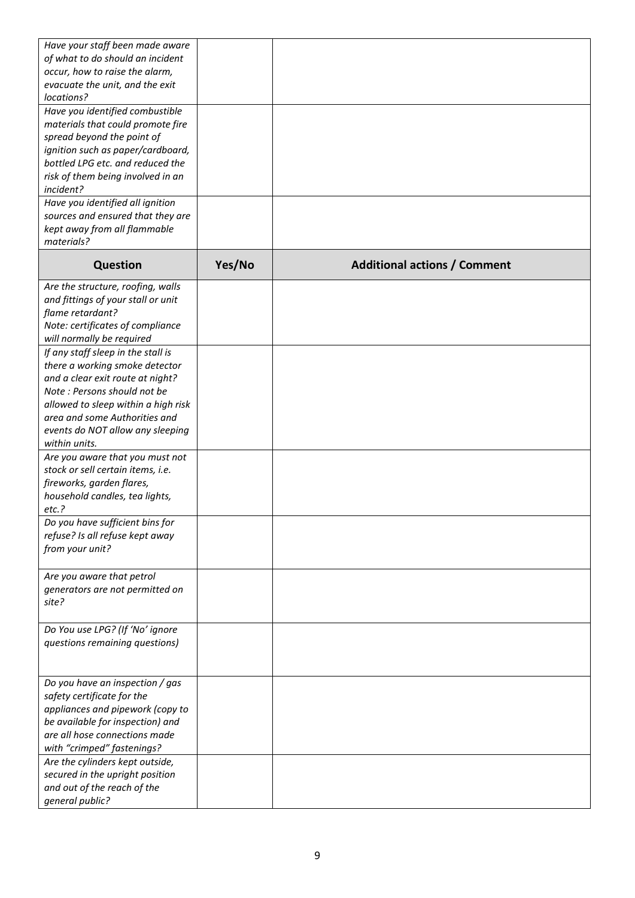| | | |
|---|---|---|
| *Have your staff been made aware of what to do should an incident occur, how to raise the alarm, evacuate the unit, and the exit locations?* | | |
| *Have you identified combustible materials that could promote fire spread beyond the point of ignition such as paper/cardboard, bottled LPG etc. and reduced the risk of them being involved in an incident?* | | |
| *Have you identified all ignition sources and ensured that they are kept away from all flammable materials?* | | |
| **Question** | **Yes/No** | **Additional actions / Comment** |
| *Are the structure, roofing, walls and fittings of your stall or unit flame retardant?*<br>*Note: certificates of compliance will normally be required* | | |
| *If any staff sleep in the stall is there a working smoke detector and a clear exit route at night?*<br>*Note : Persons should not be allowed to sleep within a high risk area and some Authorities and events do NOT allow any sleeping within units.* | | |
| *Are you aware that you must not stock or sell certain items, i.e. fireworks, garden flares, household candles, tea lights, etc.?* | | |
| *Do you have sufficient bins for refuse? Is all refuse kept away from your unit?* | | |
| *Are you aware that petrol generators are not permitted on site?* | | |
| *Do You use LPG? (If 'No' ignore questions remaining questions)* | | |
| *Do you have an inspection / gas safety certificate for the appliances and pipework (copy to be available for inspection) and are all hose connections made with "crimped" fastenings?* | | |
| *Are the cylinders kept outside, secured in the upright position and out of the reach of the general public?* | | |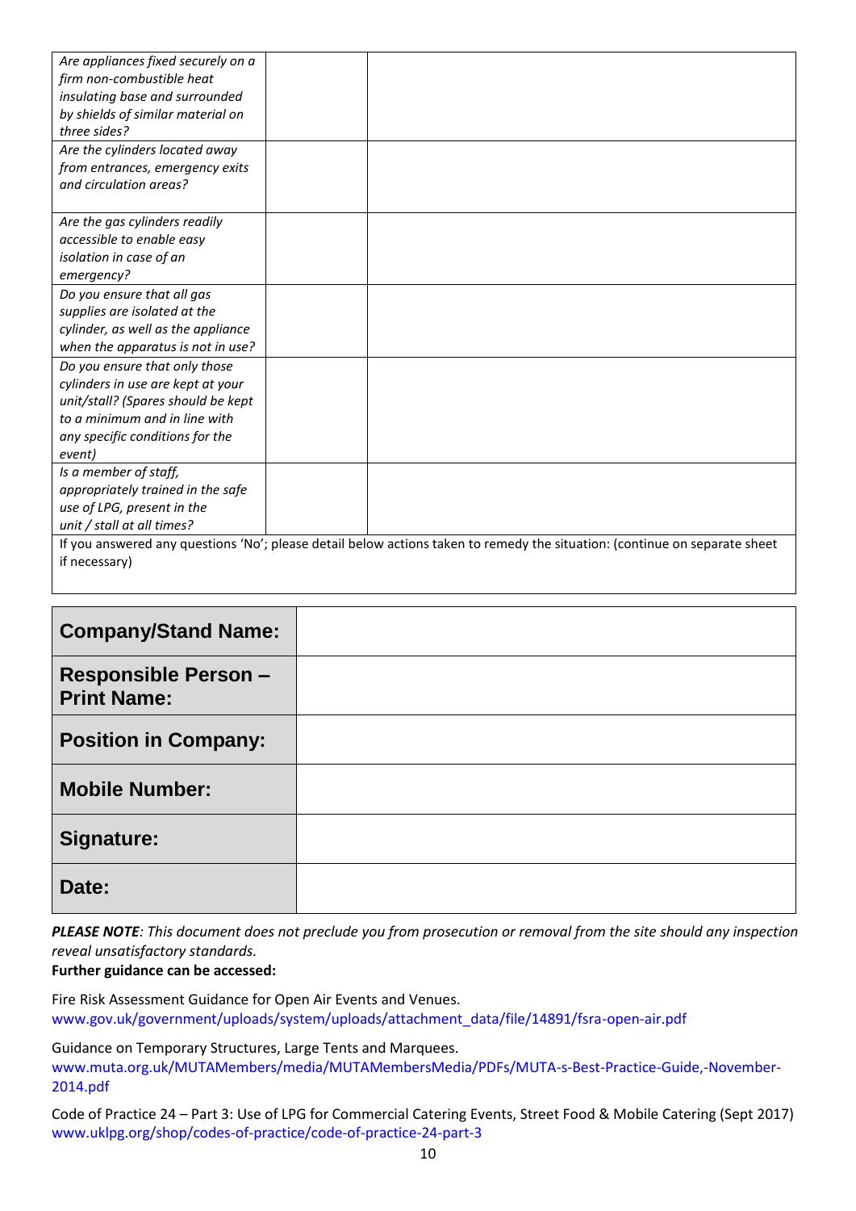| | | |
|---|---|---|
| *Are appliances fixed securely on a firm non-combustible heat insulating base and surrounded by shields of similar material on three sides?* | | |
| *Are the cylinders located away from entrances, emergency exits and circulation areas?* | | |
| *Are the gas cylinders readily accessible to enable easy isolation in case of an emergency?* | | |
| *Do you ensure that all gas supplies are isolated at the cylinder, as well as the appliance when the apparatus is not in use?* | | |
| *Do you ensure that only those cylinders in use are kept at your unit/stall? (Spares should be kept to a minimum and in line with any specific conditions for the event)* | | |
| *Is a member of staff, appropriately trained in the safe use of LPG, present in the unit / stall at all times?* | | |
| If you answered any questions 'No'; please detail below actions taken to remedy the situation: (continue on separate sheet if necessary) | | |

| | |
|---|---|
| **Company/Stand Name:** | |
| **Responsible Person – Print Name:** | |
| **Position in Company:** | |
| **Mobile Number:** | |
| **Signature:** | |
| **Date:** | |

***PLEASE NOTE****: This document does not preclude you from prosecution or removal from the site should any inspection reveal unsatisfactory standards.*

**Further guidance can be accessed:**

Fire Risk Assessment Guidance for Open Air Events and Venues.
www.gov.uk/government/uploads/system/uploads/attachment_data/file/14891/fsra-open-air.pdf

Guidance on Temporary Structures, Large Tents and Marquees.
www.muta.org.uk/MUTAMembers/media/MUTAMembersMedia/PDFs/MUTA-s-Best-Practice-Guide,-November-2014.pdf

Code of Practice 24 – Part 3: Use of LPG for Commercial Catering Events, Street Food & Mobile Catering (Sept 2017)
www.uklpg.org/shop/codes-of-practice/code-of-practice-24-part-3